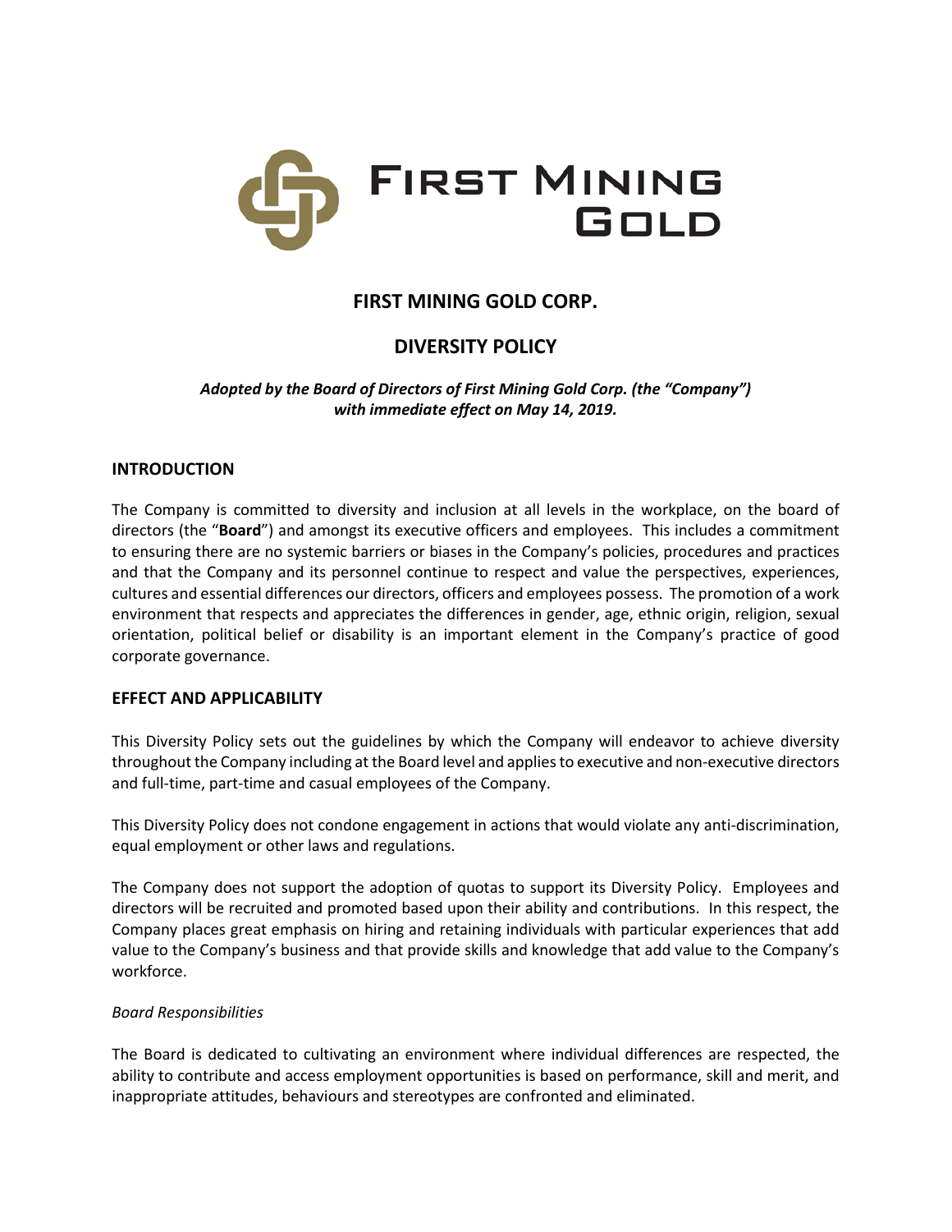# FIRST MINING GOLD CORP.

## DIVERSITY POLICY

***Adopted by the Board of Directors of First Mining Gold Corp. (the "Company") with immediate effect on May 14, 2019.***

### INTRODUCTION

The Company is committed to diversity and inclusion at all levels in the workplace, on the board of directors (the "**Board**") and amongst its executive officers and employees. This includes a commitment to ensuring there are no systemic barriers or biases in the Company's policies, procedures and practices and that the Company and its personnel continue to respect and value the perspectives, experiences, cultures and essential differences our directors, officers and employees possess. The promotion of a work environment that respects and appreciates the differences in gender, age, ethnic origin, religion, sexual orientation, political belief or disability is an important element in the Company's practice of good corporate governance.

### EFFECT AND APPLICABILITY

This Diversity Policy sets out the guidelines by which the Company will endeavor to achieve diversity throughout the Company including at the Board level and applies to executive and non-executive directors and full-time, part-time and casual employees of the Company.

This Diversity Policy does not condone engagement in actions that would violate any anti-discrimination, equal employment or other laws and regulations.

The Company does not support the adoption of quotas to support its Diversity Policy. Employees and directors will be recruited and promoted based upon their ability and contributions. In this respect, the Company places great emphasis on hiring and retaining individuals with particular experiences that add value to the Company's business and that provide skills and knowledge that add value to the Company's workforce.

*Board Responsibilities*

The Board is dedicated to cultivating an environment where individual differences are respected, the ability to contribute and access employment opportunities is based on performance, skill and merit, and inappropriate attitudes, behaviours and stereotypes are confronted and eliminated.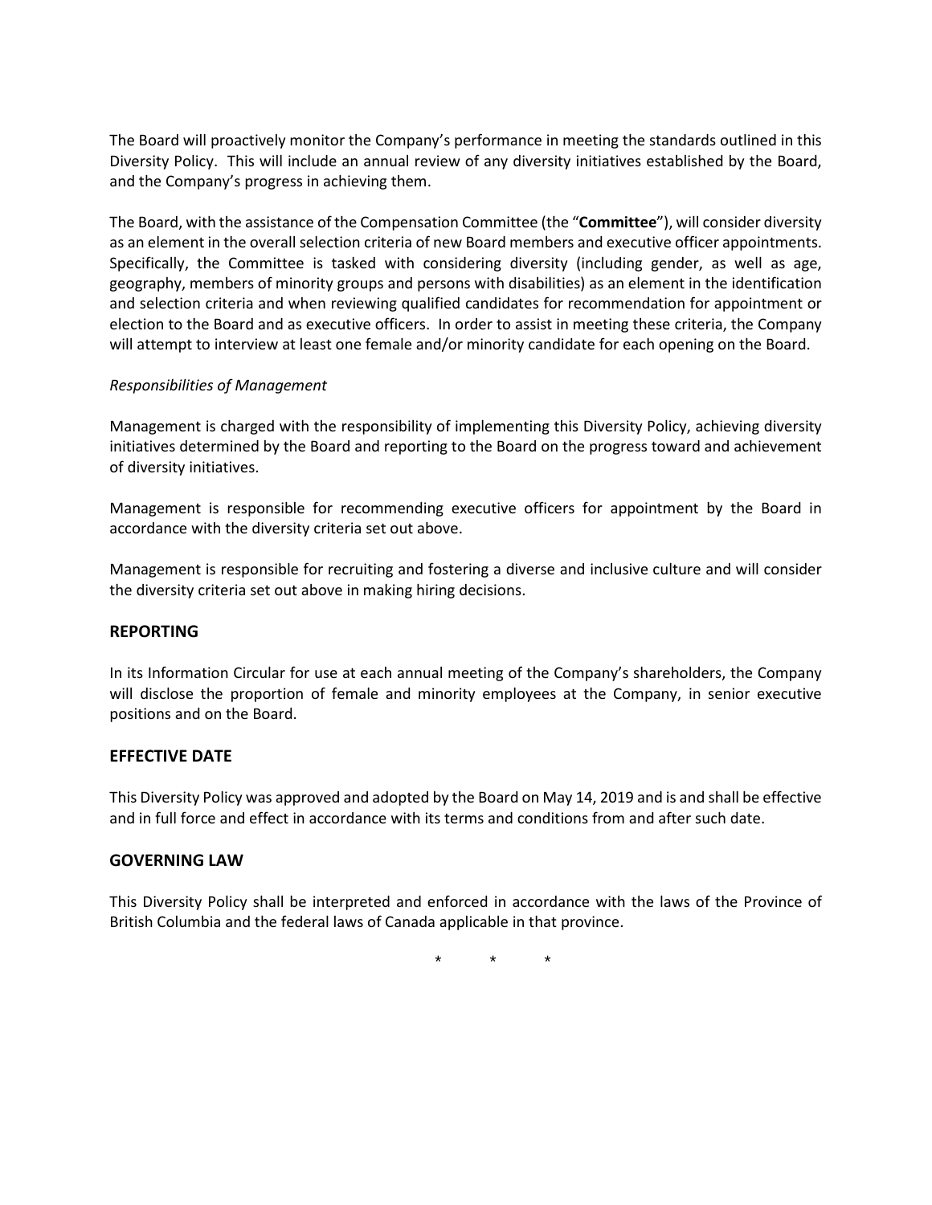The Board will proactively monitor the Company's performance in meeting the standards outlined in this Diversity Policy. This will include an annual review of any diversity initiatives established by the Board, and the Company's progress in achieving them.

The Board, with the assistance of the Compensation Committee (the "**Committee**"), will consider diversity as an element in the overall selection criteria of new Board members and executive officer appointments. Specifically, the Committee is tasked with considering diversity (including gender, as well as age, geography, members of minority groups and persons with disabilities) as an element in the identification and selection criteria and when reviewing qualified candidates for recommendation for appointment or election to the Board and as executive officers. In order to assist in meeting these criteria, the Company will attempt to interview at least one female and/or minority candidate for each opening on the Board.

*Responsibilities of Management*

Management is charged with the responsibility of implementing this Diversity Policy, achieving diversity initiatives determined by the Board and reporting to the Board on the progress toward and achievement of diversity initiatives.

Management is responsible for recommending executive officers for appointment by the Board in accordance with the diversity criteria set out above.

Management is responsible for recruiting and fostering a diverse and inclusive culture and will consider the diversity criteria set out above in making hiring decisions.

## REPORTING

In its Information Circular for use at each annual meeting of the Company's shareholders, the Company will disclose the proportion of female and minority employees at the Company, in senior executive positions and on the Board.

## EFFECTIVE DATE

This Diversity Policy was approved and adopted by the Board on May 14, 2019 and is and shall be effective and in full force and effect in accordance with its terms and conditions from and after such date.

## GOVERNING LAW

This Diversity Policy shall be interpreted and enforced in accordance with the laws of the Province of British Columbia and the federal laws of Canada applicable in that province.

\* \* \*